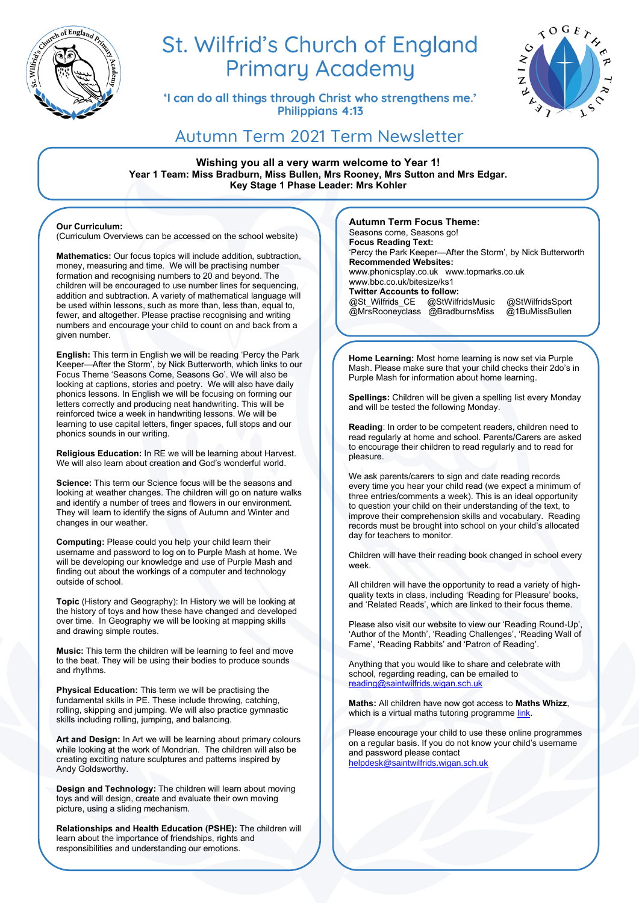# St. Wilfrid's Church of England Primary Academy

'I can do all things through Christ who strengthens me.'
Philippians 4:13

## Autumn Term 2021 Term Newsletter

**Wishing you all a very warm welcome to Year 1!**
**Year 1 Team: Miss Bradburn, Miss Bullen, Mrs Rooney, Mrs Sutton and Mrs Edgar.**
**Key Stage 1 Phase Leader: Mrs Kohler**

**Our Curriculum:**
(Curriculum Overviews can be accessed on the school website)

**Mathematics:** Our focus topics will include addition, subtraction, money, measuring and time. We will be practising number formation and recognising numbers to 20 and beyond. The children will be encouraged to use number lines for sequencing, addition and subtraction. A variety of mathematical language will be used within lessons, such as more than, less than, equal to, fewer, and altogether. Please practise recognising and writing numbers and encourage your child to count on and back from a given number.

**English:** This term in English we will be reading 'Percy the Park Keeper—After the Storm', by Nick Butterworth, which links to our Focus Theme 'Seasons Come, Seasons Go'. We will also be looking at captions, stories and poetry. We will also have daily phonics lessons. In English we will be focusing on forming our letters correctly and producing neat handwriting. This will be reinforced twice a week in handwriting lessons. We will be learning to use capital letters, finger spaces, full stops and our phonics sounds in our writing.

**Religious Education:** In RE we will be learning about Harvest. We will also learn about creation and God's wonderful world.

**Science:** This term our Science focus will be the seasons and looking at weather changes. The children will go on nature walks and identify a number of trees and flowers in our environment. They will learn to identify the signs of Autumn and Winter and changes in our weather.

**Computing:** Please could you help your child learn their username and password to log on to Purple Mash at home. We will be developing our knowledge and use of Purple Mash and finding out about the workings of a computer and technology outside of school.

**Topic** (History and Geography): In History we will be looking at the history of toys and how these have changed and developed over time. In Geography we will be looking at mapping skills and drawing simple routes.

**Music:** This term the children will be learning to feel and move to the beat. They will be using their bodies to produce sounds and rhythms.

**Physical Education:** This term we will be practising the fundamental skills in PE. These include throwing, catching, rolling, skipping and jumping. We will also practice gymnastic skills including rolling, jumping, and balancing.

**Art and Design:** In Art we will be learning about primary colours while looking at the work of Mondrian. The children will also be creating exciting nature sculptures and patterns inspired by Andy Goldsworthy.

**Design and Technology:** The children will learn about moving toys and will design, create and evaluate their own moving picture, using a sliding mechanism.

**Relationships and Health Education (PSHE):** The children will learn about the importance of friendships, rights and responsibilities and understanding our emotions.

**Autumn Term Focus Theme:**
Seasons come, Seasons go!
**Focus Reading Text:**
'Percy the Park Keeper—After the Storm', by Nick Butterworth
**Recommended Websites:**
www.phonicsplay.co.uk www.topmarks.co.uk
www.bbc.co.uk/bitesize/ks1
**Twitter Accounts to follow:**
@St_Wilfrids_CE @StWilfridsMusic @StWilfridsSport
@MrsRooneyclass @BradburnsMiss @1BuMissBullen

**Home Learning:** Most home learning is now set via Purple Mash. Please make sure that your child checks their 2do's in Purple Mash for information about home learning.

**Spellings:** Children will be given a spelling list every Monday and will be tested the following Monday.

**Reading**: In order to be competent readers, children need to read regularly at home and school. Parents/Carers are asked to encourage their children to read regularly and to read for pleasure.

We ask parents/carers to sign and date reading records every time you hear your child read (we expect a minimum of three entries/comments a week). This is an ideal opportunity to question your child on their understanding of the text, to improve their comprehension skills and vocabulary. Reading records must be brought into school on your child's allocated day for teachers to monitor.

Children will have their reading book changed in school every week.

All children will have the opportunity to read a variety of high-quality texts in class, including 'Reading for Pleasure' books, and 'Related Reads', which are linked to their focus theme.

Please also visit our website to view our 'Reading Round-Up', 'Author of the Month', 'Reading Challenges', 'Reading Wall of Fame', 'Reading Rabbits' and 'Patron of Reading'.

Anything that you would like to share and celebrate with school, regarding reading, can be emailed to reading@saintwilfrids.wigan.sch.uk

**Maths:** All children have now got access to **Maths Whizz**, which is a virtual maths tutoring programme link.

Please encourage your child to use these online programmes on a regular basis. If you do not know your child's username and password please contact helpdesk@saintwilfrids.wigan.sch.uk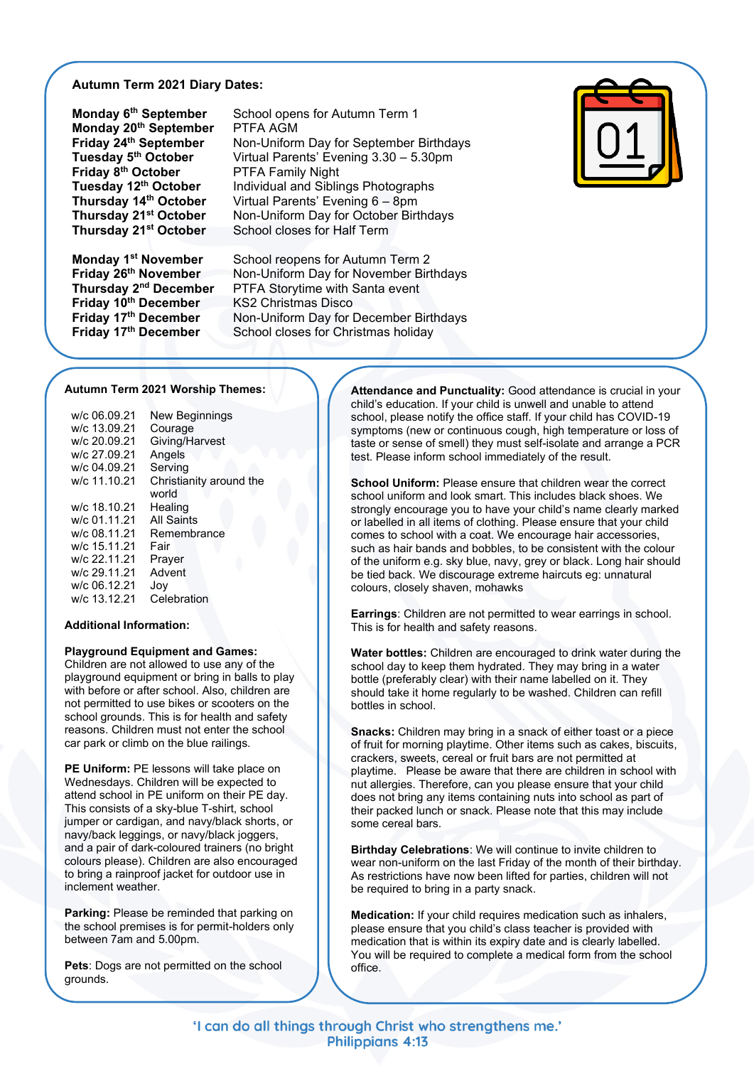## Autumn Term 2021 Diary Dates:

| | |
|---|---|
| **Monday 6th September** | School opens for Autumn Term 1 |
| **Monday 20th September** | PTFA AGM |
| **Friday 24th September** | Non-Uniform Day for September Birthdays |
| **Tuesday 5th October** | Virtual Parents' Evening 3.30 – 5.30pm |
| **Friday 8th October** | PTFA Family Night |
| **Tuesday 12th October** | Individual and Siblings Photographs |
| **Thursday 14th October** | Virtual Parents' Evening 6 – 8pm |
| **Thursday 21st October** | Non-Uniform Day for October Birthdays |
| **Thursday 21st October** | School closes for Half Term |
| **Monday 1st November** | School reopens for Autumn Term 2 |
| **Friday 26th November** | Non-Uniform Day for November Birthdays |
| **Thursday 2nd December** | PTFA Storytime with Santa event |
| **Friday 10th December** | KS2 Christmas Disco |
| **Friday 17th December** | Non-Uniform Day for December Birthdays |
| **Friday 17th December** | School closes for Christmas holiday |

## Autumn Term 2021 Worship Themes:

| | |
|---|---|
| w/c 06.09.21 | New Beginnings |
| w/c 13.09.21 | Courage |
| w/c 20.09.21 | Giving/Harvest |
| w/c 27.09.21 | Angels |
| w/c 04.09.21 | Serving |
| w/c 11.10.21 | Christianity around the world |
| w/c 18.10.21 | Healing |
| w/c 01.11.21 | All Saints |
| w/c 08.11.21 | Remembrance |
| w/c 15.11.21 | Fair |
| w/c 22.11.21 | Prayer |
| w/c 29.11.21 | Advent |
| w/c 06.12.21 | Joy |
| w/c 13.12.21 | Celebration |

## Additional Information:

**Playground Equipment and Games:**
Children are not allowed to use any of the playground equipment or bring in balls to play with before or after school. Also, children are not permitted to use bikes or scooters on the school grounds. This is for health and safety reasons. Children must not enter the school car park or climb on the blue railings.

**PE Uniform:** PE lessons will take place on Wednesdays. Children will be expected to attend school in PE uniform on their PE day. This consists of a sky-blue T-shirt, school jumper or cardigan, and navy/black shorts, or navy/back leggings, or navy/black joggers, and a pair of dark-coloured trainers (no bright colours please). Children are also encouraged to bring a rainproof jacket for outdoor use in inclement weather.

**Parking:** Please be reminded that parking on the school premises is for permit-holders only between 7am and 5.00pm.

**Pets**: Dogs are not permitted on the school grounds.

**Attendance and Punctuality:** Good attendance is crucial in your child's education. If your child is unwell and unable to attend school, please notify the office staff. If your child has COVID-19 symptoms (new or continuous cough, high temperature or loss of taste or sense of smell) they must self-isolate and arrange a PCR test. Please inform school immediately of the result.

**School Uniform:** Please ensure that children wear the correct school uniform and look smart. This includes black shoes. We strongly encourage you to have your child's name clearly marked or labelled in all items of clothing. Please ensure that your child comes to school with a coat. We encourage hair accessories, such as hair bands and bobbles, to be consistent with the colour of the uniform e.g. sky blue, navy, grey or black. Long hair should be tied back. We discourage extreme haircuts eg: unnatural colours, closely shaven, mohawks

**Earrings**: Children are not permitted to wear earrings in school. This is for health and safety reasons.

**Water bottles:** Children are encouraged to drink water during the school day to keep them hydrated. They may bring in a water bottle (preferably clear) with their name labelled on it. They should take it home regularly to be washed. Children can refill bottles in school.

**Snacks:** Children may bring in a snack of either toast or a piece of fruit for morning playtime. Other items such as cakes, biscuits, crackers, sweets, cereal or fruit bars are not permitted at playtime. Please be aware that there are children in school with nut allergies. Therefore, can you please ensure that your child does not bring any items containing nuts into school as part of their packed lunch or snack. Please note that this may include some cereal bars.

**Birthday Celebrations**: We will continue to invite children to wear non-uniform on the last Friday of the month of their birthday. As restrictions have now been lifted for parties, children will not be required to bring in a party snack.

**Medication:** If your child requires medication such as inhalers, please ensure that you child's class teacher is provided with medication that is within its expiry date and is clearly labelled. You will be required to complete a medical form from the school office.

'I can do all things through Christ who strengthens me.'
Philippians 4:13